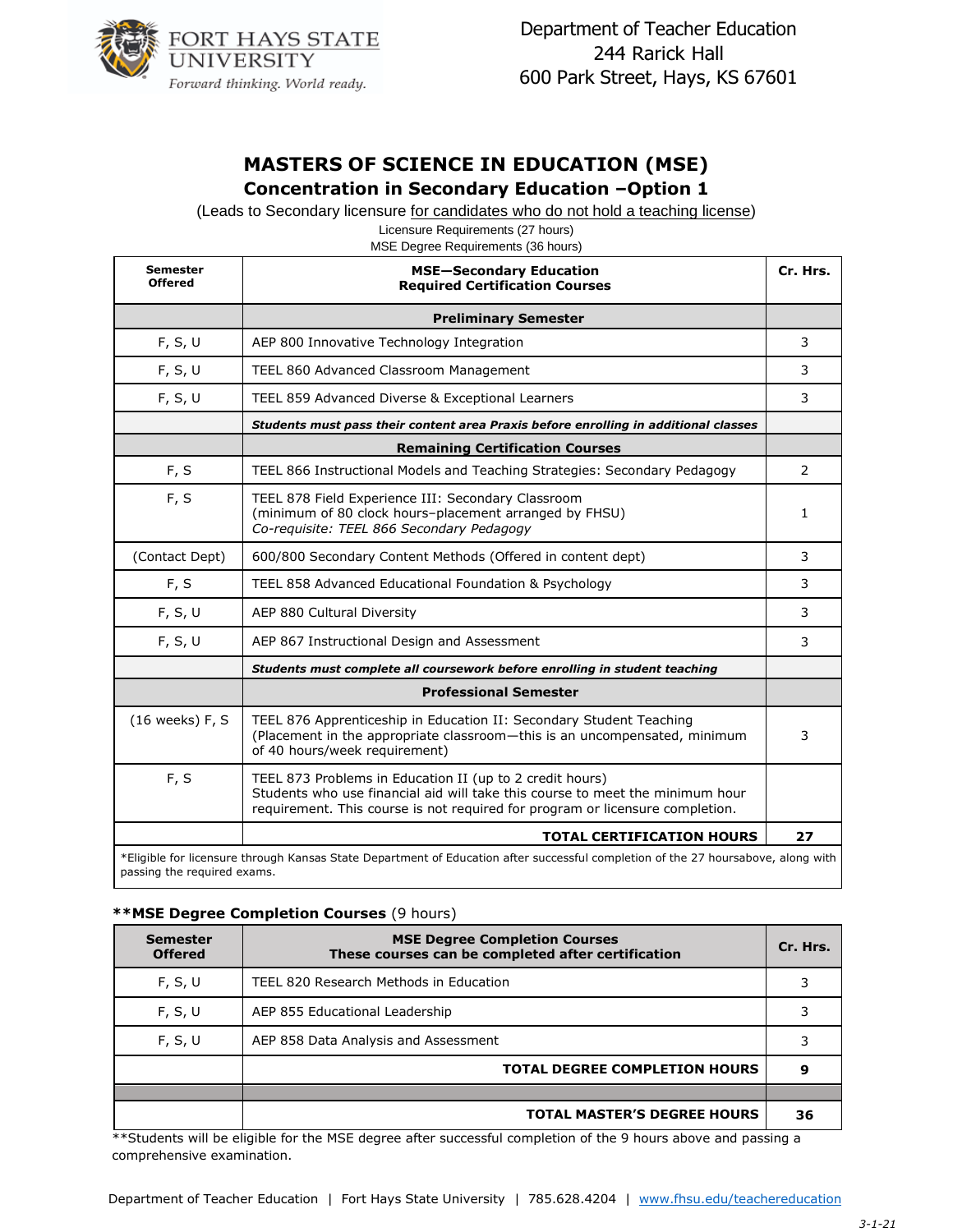FORT HAYS STATE UNIVERSITY
*Forward thinking. World ready.*

Department of Teacher Education
244 Rarick Hall
600 Park Street, Hays, KS 67601

# MASTERS OF SCIENCE IN EDUCATION (MSE)

## Concentration in Secondary Education –Option 1

(Leads to Secondary licensure for candidates who do not hold a teaching license)

Licensure Requirements (27 hours)
MSE Degree Requirements (36 hours)

| Semester Offered | MSE—Secondary Education<br>Required Certification Courses | Cr. Hrs. |
|---|---|---|
| | **Preliminary Semester** | |
| F, S, U | AEP 800 Innovative Technology Integration | 3 |
| F, S, U | TEEL 860 Advanced Classroom Management | 3 |
| F, S, U | TEEL 859 Advanced Diverse & Exceptional Learners | 3 |
| | ***Students must pass their content area Praxis before enrolling in additional classes*** | |
| | **Remaining Certification Courses** | |
| F, S | TEEL 866 Instructional Models and Teaching Strategies: Secondary Pedagogy | 2 |
| F, S | TEEL 878 Field Experience III: Secondary Classroom (minimum of 80 clock hours–placement arranged by FHSU) *Co-requisite: TEEL 866 Secondary Pedagogy* | 1 |
| (Contact Dept) | 600/800 Secondary Content Methods (Offered in content dept) | 3 |
| F, S | TEEL 858 Advanced Educational Foundation & Psychology | 3 |
| F, S, U | AEP 880 Cultural Diversity | 3 |
| F, S, U | AEP 867 Instructional Design and Assessment | 3 |
| | ***Students must complete all coursework before enrolling in student teaching*** | |
| | **Professional Semester** | |
| (16 weeks) F, S | TEEL 876 Apprenticeship in Education II: Secondary Student Teaching (Placement in the appropriate classroom—this is an uncompensated, minimum of 40 hours/week requirement) | 3 |
| F, S | TEEL 873 Problems in Education II (up to 2 credit hours) Students who use financial aid will take this course to meet the minimum hour requirement. This course is not required for program or licensure completion. | |
| | **TOTAL CERTIFICATION HOURS** | **27** |

*Eligible for licensure through Kansas State Department of Education after successful completion of the 27 hoursabove, along with passing the required exams.

**\*\*MSE Degree Completion Courses** (9 hours)

| Semester Offered | MSE Degree Completion Courses<br>These courses can be completed after certification | Cr. Hrs. |
|---|---|---|
| F, S, U | TEEL 820 Research Methods in Education | 3 |
| F, S, U | AEP 855 Educational Leadership | 3 |
| F, S, U | AEP 858 Data Analysis and Assessment | 3 |
| | **TOTAL DEGREE COMPLETION HOURS** | **9** |
| | | |
| | **TOTAL MASTER'S DEGREE HOURS** | **36** |

**Students will be eligible for the MSE degree after successful completion of the 9 hours above and passing a comprehensive examination.

Department of Teacher Education | Fort Hays State University | 785.628.4204 | www.fhsu.edu/teachereducation

*3-1-21*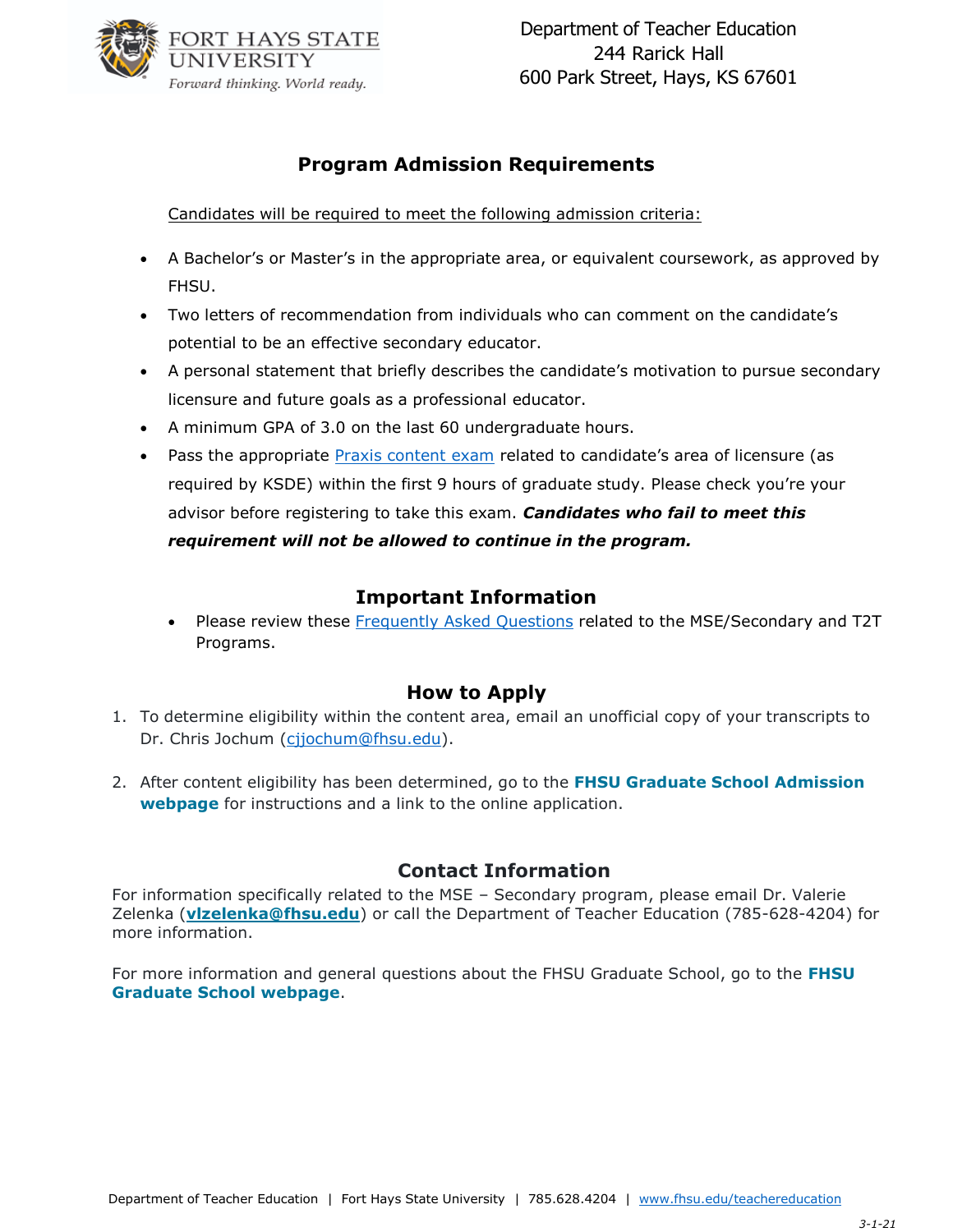Department of Teacher Education
244 Rarick Hall
600 Park Street, Hays, KS 67601

## Program Admission Requirements

Candidates will be required to meet the following admission criteria:

- A Bachelor's or Master's in the appropriate area, or equivalent coursework, as approved by FHSU.
- Two letters of recommendation from individuals who can comment on the candidate's potential to be an effective secondary educator.
- A personal statement that briefly describes the candidate's motivation to pursue secondary licensure and future goals as a professional educator.
- A minimum GPA of 3.0 on the last 60 undergraduate hours.
- Pass the appropriate Praxis content exam related to candidate's area of licensure (as required by KSDE) within the first 9 hours of graduate study. Please check you're your advisor before registering to take this exam. ***Candidates who fail to meet this requirement will not be allowed to continue in the program.***

## Important Information

- Please review these Frequently Asked Questions related to the MSE/Secondary and T2T Programs.

## How to Apply

1. To determine eligibility within the content area, email an unofficial copy of your transcripts to Dr. Chris Jochum (cjjochum@fhsu.edu).

2. After content eligibility has been determined, go to the **FHSU Graduate School Admission webpage** for instructions and a link to the online application.

## Contact Information

For information specifically related to the MSE – Secondary program, please email Dr. Valerie Zelenka (**vlzelenka@fhsu.edu**) or call the Department of Teacher Education (785-628-4204) for more information.

For more information and general questions about the FHSU Graduate School, go to the **FHSU Graduate School webpage**.

*3-1-21*